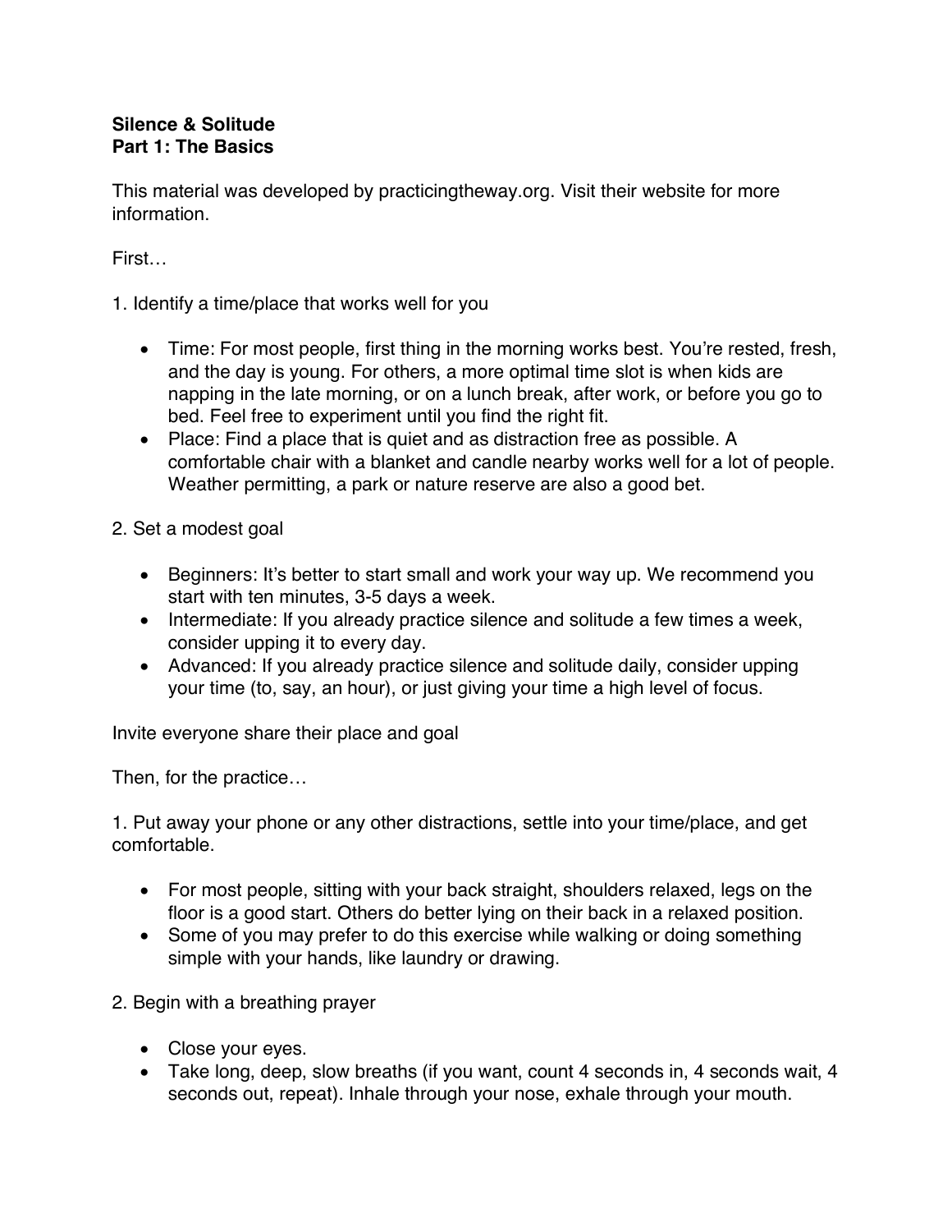**Silence & Solitude**
**Part 1: The Basics**

This material was developed by practicingtheway.org. Visit their website for more information.

First…

1. Identify a time/place that works well for you

- Time: For most people, first thing in the morning works best. You're rested, fresh, and the day is young. For others, a more optimal time slot is when kids are napping in the late morning, or on a lunch break, after work, or before you go to bed. Feel free to experiment until you find the right fit.
- Place: Find a place that is quiet and as distraction free as possible. A comfortable chair with a blanket and candle nearby works well for a lot of people. Weather permitting, a park or nature reserve are also a good bet.

2. Set a modest goal

- Beginners: It's better to start small and work your way up. We recommend you start with ten minutes, 3-5 days a week.
- Intermediate: If you already practice silence and solitude a few times a week, consider upping it to every day.
- Advanced: If you already practice silence and solitude daily, consider upping your time (to, say, an hour), or just giving your time a high level of focus.

Invite everyone share their place and goal

Then, for the practice…

1. Put away your phone or any other distractions, settle into your time/place, and get comfortable.

- For most people, sitting with your back straight, shoulders relaxed, legs on the floor is a good start. Others do better lying on their back in a relaxed position.
- Some of you may prefer to do this exercise while walking or doing something simple with your hands, like laundry or drawing.

2. Begin with a breathing prayer

- Close your eyes.
- Take long, deep, slow breaths (if you want, count 4 seconds in, 4 seconds wait, 4 seconds out, repeat). Inhale through your nose, exhale through your mouth.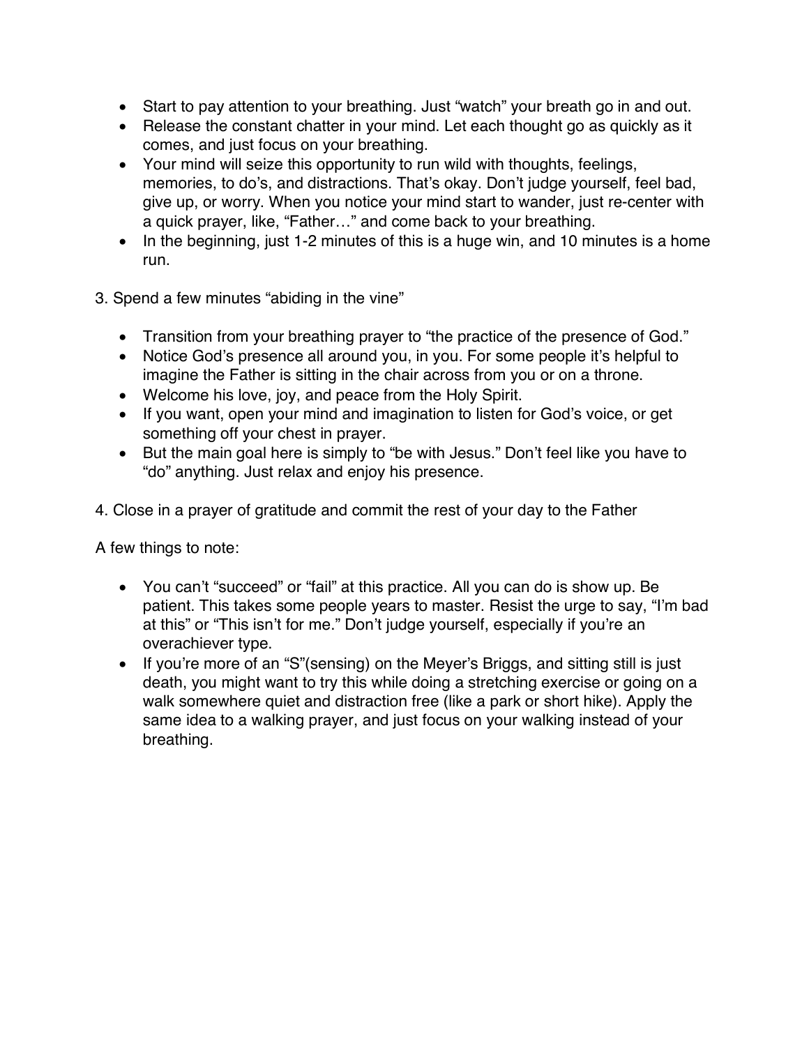- Start to pay attention to your breathing. Just "watch" your breath go in and out.
- Release the constant chatter in your mind. Let each thought go as quickly as it comes, and just focus on your breathing.
- Your mind will seize this opportunity to run wild with thoughts, feelings, memories, to do's, and distractions. That's okay. Don't judge yourself, feel bad, give up, or worry. When you notice your mind start to wander, just re-center with a quick prayer, like, "Father…" and come back to your breathing.
- In the beginning, just 1-2 minutes of this is a huge win, and 10 minutes is a home run.

3. Spend a few minutes "abiding in the vine"

- Transition from your breathing prayer to "the practice of the presence of God."
- Notice God's presence all around you, in you. For some people it's helpful to imagine the Father is sitting in the chair across from you or on a throne.
- Welcome his love, joy, and peace from the Holy Spirit.
- If you want, open your mind and imagination to listen for God's voice, or get something off your chest in prayer.
- But the main goal here is simply to "be with Jesus." Don't feel like you have to "do" anything. Just relax and enjoy his presence.

4. Close in a prayer of gratitude and commit the rest of your day to the Father

A few things to note:

- You can't "succeed" or "fail" at this practice. All you can do is show up. Be patient. This takes some people years to master. Resist the urge to say, "I'm bad at this" or "This isn't for me." Don't judge yourself, especially if you're an overachiever type.
- If you're more of an "S"(sensing) on the Meyer's Briggs, and sitting still is just death, you might want to try this while doing a stretching exercise or going on a walk somewhere quiet and distraction free (like a park or short hike). Apply the same idea to a walking prayer, and just focus on your walking instead of your breathing.